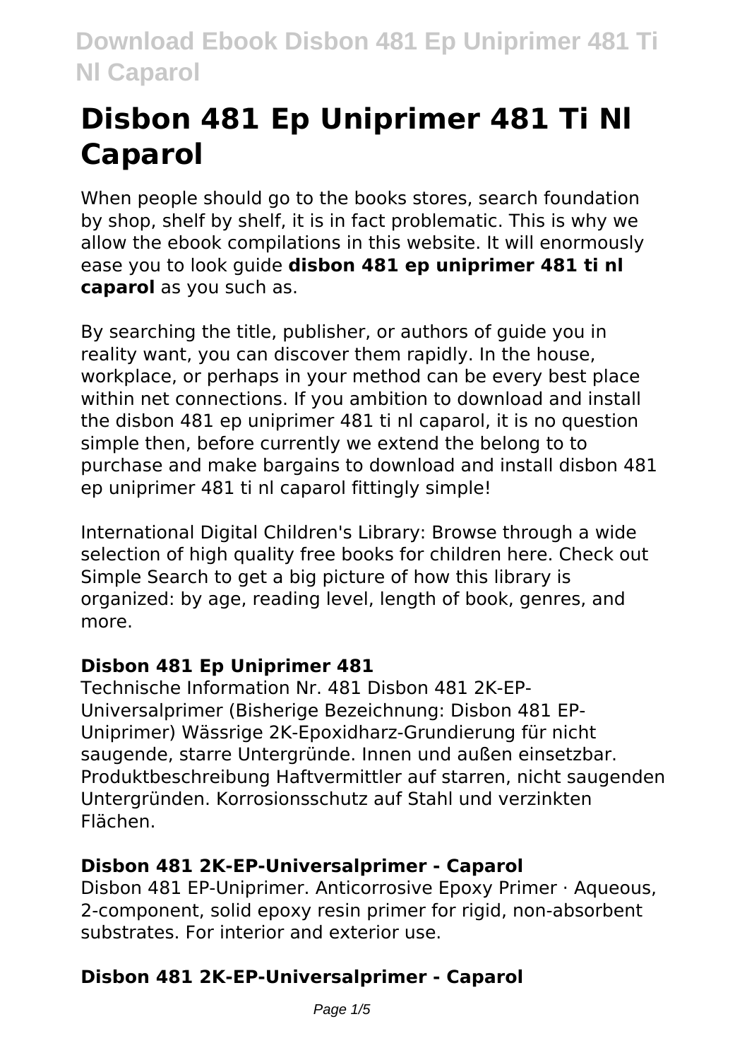# Disbon 481 Ep Uniprimer 481 Ti Nl Caparol

When people should go to the books stores, search foundation by shop, shelf by shelf, it is in fact problematic. This is why we allow the ebook compilations in this website. It will enormously ease you to look guide **disbon 481 ep uniprimer 481 ti nl caparol** as you such as.

By searching the title, publisher, or authors of guide you in reality want, you can discover them rapidly. In the house, workplace, or perhaps in your method can be every best place within net connections. If you ambition to download and install the disbon 481 ep uniprimer 481 ti nl caparol, it is no question simple then, before currently we extend the belong to to purchase and make bargains to download and install disbon 481 ep uniprimer 481 ti nl caparol fittingly simple!

International Digital Children's Library: Browse through a wide selection of high quality free books for children here. Check out Simple Search to get a big picture of how this library is organized: by age, reading level, length of book, genres, and more.

### Disbon 481 Ep Uniprimer 481

Technische Information Nr. 481 Disbon 481 2K-EP-Universalprimer (Bisherige Bezeichnung: Disbon 481 EP-Uniprimer) Wässrige 2K-Epoxidharz-Grundierung für nicht saugende, starre Untergründe. Innen und außen einsetzbar. Produktbeschreibung Haftvermittler auf starren, nicht saugenden Untergründen. Korrosionsschutz auf Stahl und verzinkten Flächen.

### Disbon 481 2K-EP-Universalprimer - Caparol

Disbon 481 EP-Uniprimer. Anticorrosive Epoxy Primer · Aqueous, 2-component, solid epoxy resin primer for rigid, non-absorbent substrates. For interior and exterior use.

### Disbon 481 2K-EP-Universalprimer - Caparol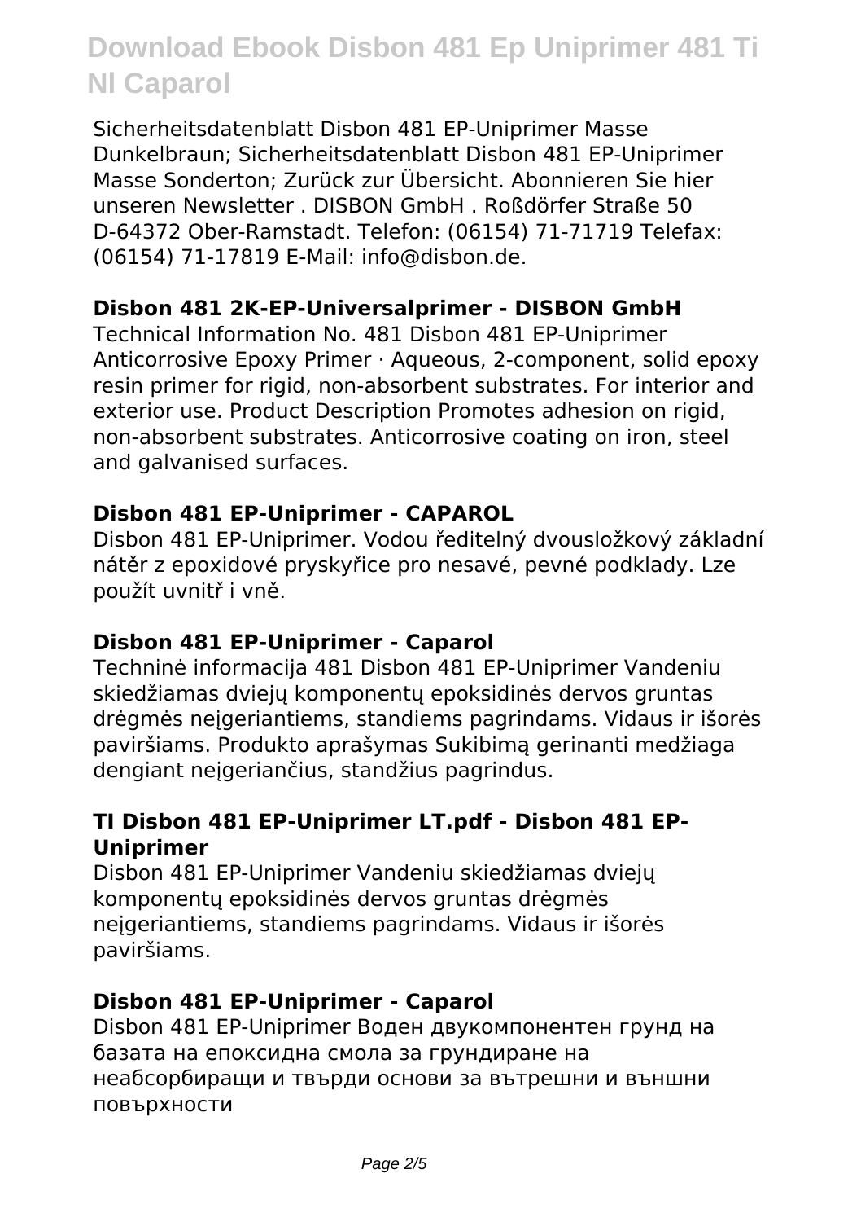Sicherheitsdatenblatt Disbon 481 EP-Uniprimer Masse Dunkelbraun; Sicherheitsdatenblatt Disbon 481 EP-Uniprimer Masse Sonderton; Zurück zur Übersicht. Abonnieren Sie hier unseren Newsletter . DISBON GmbH . Roßdörfer Straße 50 D-64372 Ober-Ramstadt. Telefon: (06154) 71-71719 Telefax: (06154) 71-17819 E-Mail: info@disbon.de.

### Disbon 481 2K-EP-Universalprimer - DISBON GmbH

Technical Information No. 481 Disbon 481 EP-Uniprimer Anticorrosive Epoxy Primer · Aqueous, 2-component, solid epoxy resin primer for rigid, non-absorbent substrates. For interior and exterior use. Product Description Promotes adhesion on rigid, non-absorbent substrates. Anticorrosive coating on iron, steel and galvanised surfaces.

### Disbon 481 EP-Uniprimer - CAPAROL

Disbon 481 EP-Uniprimer. Vodou ředitelný dvousložkový základní nátěr z epoxidové pryskyřice pro nesavé, pevné podklady. Lze použít uvnitř i vně.

### Disbon 481 EP-Uniprimer - Caparol

Techninė informacija 481 Disbon 481 EP-Uniprimer Vandeniu skiedžiamas dviejų komponentų epoksidinės dervos gruntas drėgmės neįgeriantiems, standiems pagrindams. Vidaus ir išorės paviršiams. Produkto aprašymas Sukibimą gerinanti medžiaga dengiant neįgeriančius, standžius pagrindus.

### TI Disbon 481 EP-Uniprimer LT.pdf - Disbon 481 EP-Uniprimer

Disbon 481 EP-Uniprimer Vandeniu skiedžiamas dviejų komponentų epoksidinės dervos gruntas drėgmės neįgeriantiems, standiems pagrindams. Vidaus ir išorės paviršiams.

### Disbon 481 EP-Uniprimer - Caparol

Disbon 481 EP-Uniprimer Воден двукомпонентен грунд на базата на епоксидна смола за грундиране на неабсорбиращи и твърди основи за вътрешни и външни повърхности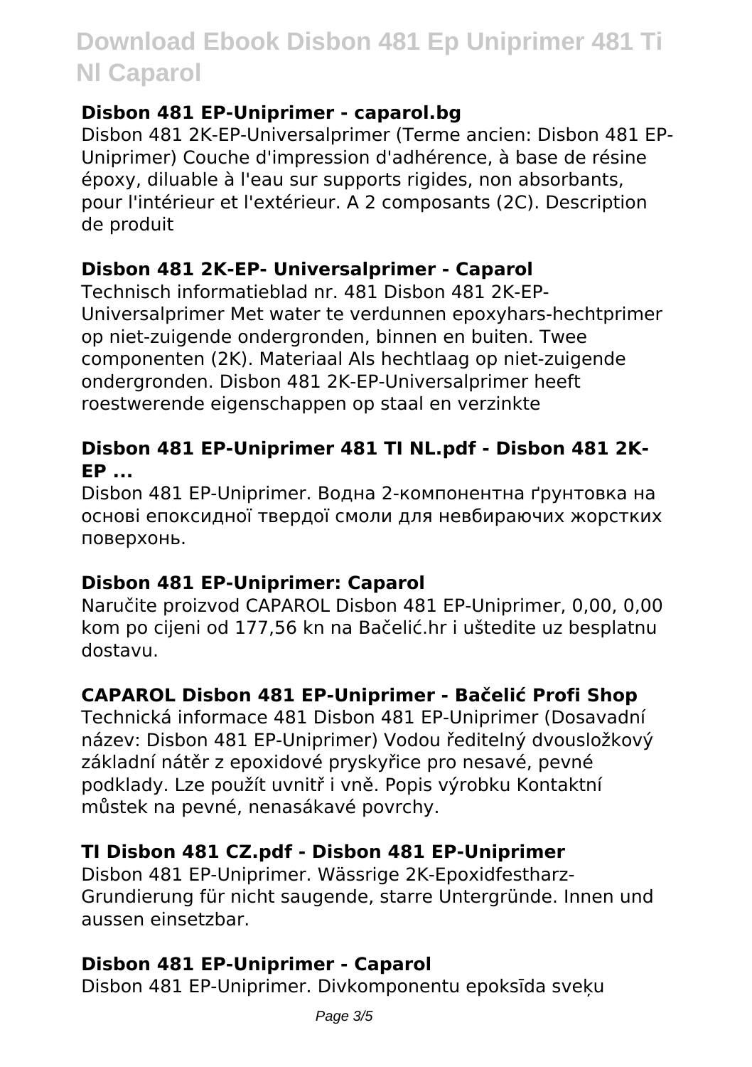### Disbon 481 EP-Uniprimer - caparol.bg

Disbon 481 2K-EP-Universalprimer (Terme ancien: Disbon 481 EP-Uniprimer) Couche d'impression d'adhérence, à base de résine époxy, diluable à l'eau sur supports rigides, non absorbants, pour l'intérieur et l'extérieur. A 2 composants (2C). Description de produit

### Disbon 481 2K-EP- Universalprimer - Caparol

Technisch informatieblad nr. 481 Disbon 481 2K-EP-Universalprimer Met water te verdunnen epoxyhars-hechtprimer op niet-zuigende ondergronden, binnen en buiten. Twee componenten (2K). Materiaal Als hechtlaag op niet-zuigende ondergronden. Disbon 481 2K-EP-Universalprimer heeft roestwerende eigenschappen op staal en verzinkte

### Disbon 481 EP-Uniprimer 481 TI NL.pdf - Disbon 481 2K-EP ...

Disbon 481 EP-Uniprimer. Водна 2-компонентна ґрунтовка на основі епоксидної твердої смоли для невбираючих жорстких поверхонь.

### Disbon 481 EP-Uniprimer: Caparol

Naručite proizvod CAPAROL Disbon 481 EP-Uniprimer, 0,00, 0,00 kom po cijeni od 177,56 kn na Bačelić.hr i uštedite uz besplatnu dostavu.

### CAPAROL Disbon 481 EP-Uniprimer - Bačelić Profi Shop

Technická informace 481 Disbon 481 EP-Uniprimer (Dosavadní název: Disbon 481 EP-Uniprimer) Vodou ředitelný dvousložkový základní nátěr z epoxidové pryskyřice pro nesavé, pevné podklady. Lze použít uvnitř i vně. Popis výrobku Kontaktní můstek na pevné, nenasákavé povrchy.

### TI Disbon 481 CZ.pdf - Disbon 481 EP-Uniprimer

Disbon 481 EP-Uniprimer. Wässrige 2K-Epoxidfestharz-Grundierung für nicht saugende, starre Untergründe. Innen und aussen einsetzbar.

### Disbon 481 EP-Uniprimer - Caparol

Disbon 481 EP-Uniprimer. Divkomponentu epoksīda sveķu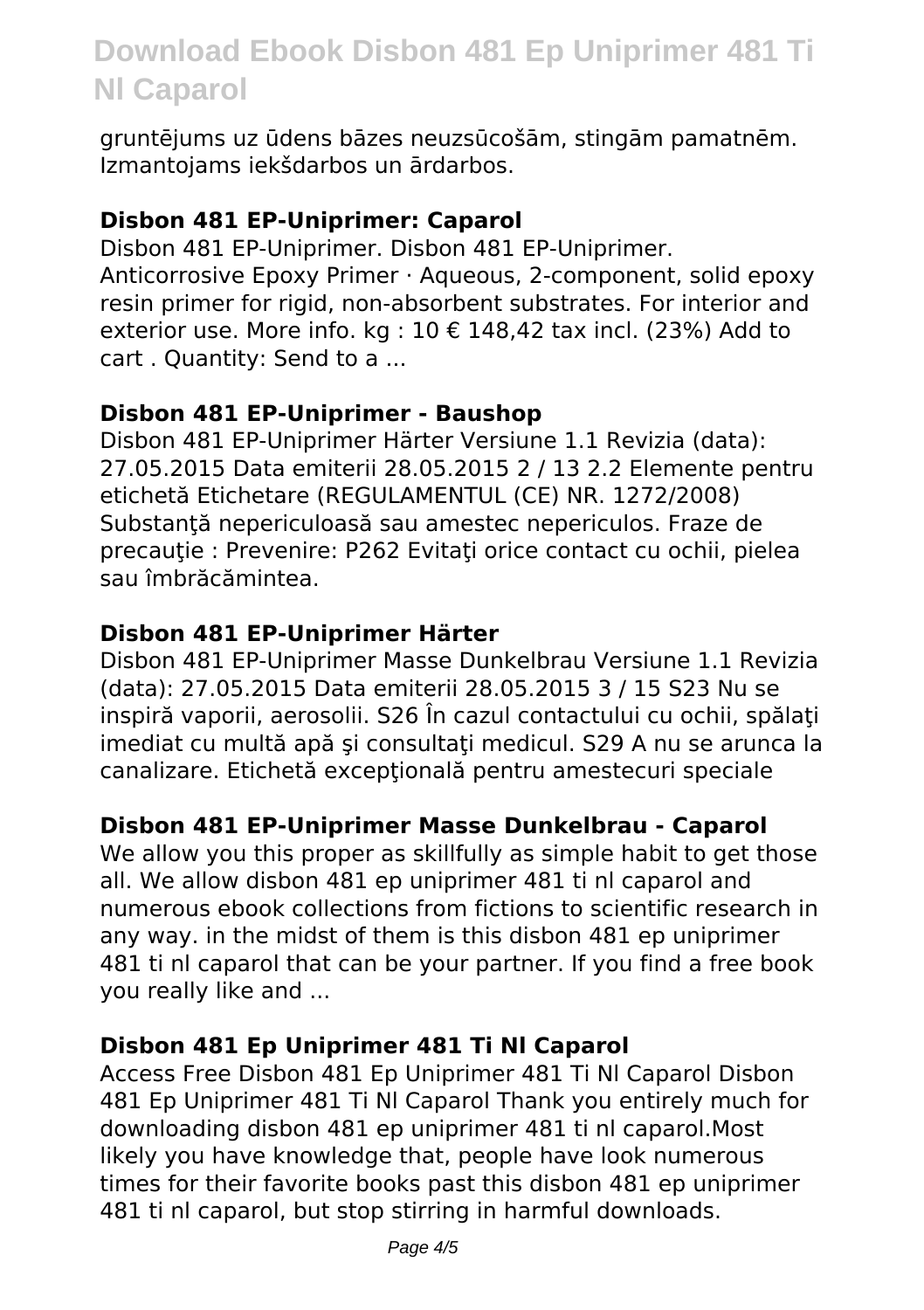gruntējums uz ūdens bāzes neuzsūcošām, stingām pamatnēm. Izmantojams iekšdarbos un ārdarbos.

### Disbon 481 EP-Uniprimer: Caparol

Disbon 481 EP-Uniprimer. Disbon 481 EP-Uniprimer. Anticorrosive Epoxy Primer · Aqueous, 2-component, solid epoxy resin primer for rigid, non-absorbent substrates. For interior and exterior use. More info. kg : 10 € 148,42 tax incl. (23%) Add to cart . Quantity: Send to a ...

### Disbon 481 EP-Uniprimer - Baushop

Disbon 481 EP-Uniprimer Härter Versiune 1.1 Revizia (data): 27.05.2015 Data emiterii 28.05.2015 2 / 13 2.2 Elemente pentru etichetă Etichetare (REGULAMENTUL (CE) NR. 1272/2008) Substanţă nepericuloasă sau amestec nepericulos. Fraze de precauţie : Prevenire: P262 Evitaţi orice contact cu ochii, pielea sau îmbrăcămintea.

### Disbon 481 EP-Uniprimer Härter

Disbon 481 EP-Uniprimer Masse Dunkelbrau Versiune 1.1 Revizia (data): 27.05.2015 Data emiterii 28.05.2015 3 / 15 S23 Nu se inspiră vaporii, aerosolii. S26 În cazul contactului cu ochii, spălaţi imediat cu multă apă şi consultaţi medicul. S29 A nu se arunca la canalizare. Etichetă excepţională pentru amestecuri speciale

### Disbon 481 EP-Uniprimer Masse Dunkelbrau - Caparol

We allow you this proper as skillfully as simple habit to get those all. We allow disbon 481 ep uniprimer 481 ti nl caparol and numerous ebook collections from fictions to scientific research in any way. in the midst of them is this disbon 481 ep uniprimer 481 ti nl caparol that can be your partner. If you find a free book you really like and ...

### Disbon 481 Ep Uniprimer 481 Ti Nl Caparol

Access Free Disbon 481 Ep Uniprimer 481 Ti Nl Caparol Disbon 481 Ep Uniprimer 481 Ti Nl Caparol Thank you entirely much for downloading disbon 481 ep uniprimer 481 ti nl caparol.Most likely you have knowledge that, people have look numerous times for their favorite books past this disbon 481 ep uniprimer 481 ti nl caparol, but stop stirring in harmful downloads.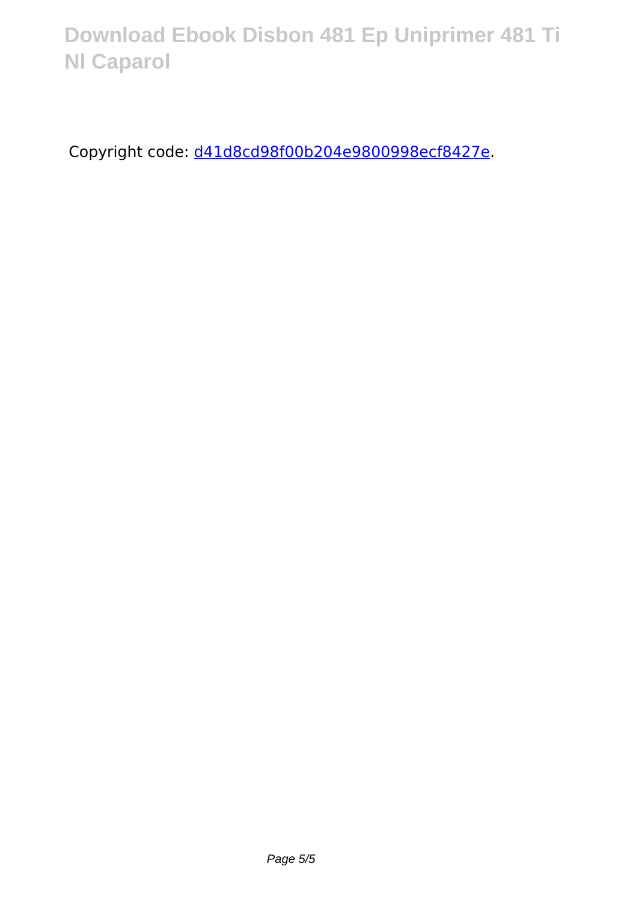Copyright code: [d41d8cd98f00b204e9800998ecf8427e](d41d8cd98f00b204e9800998ecf8427e).